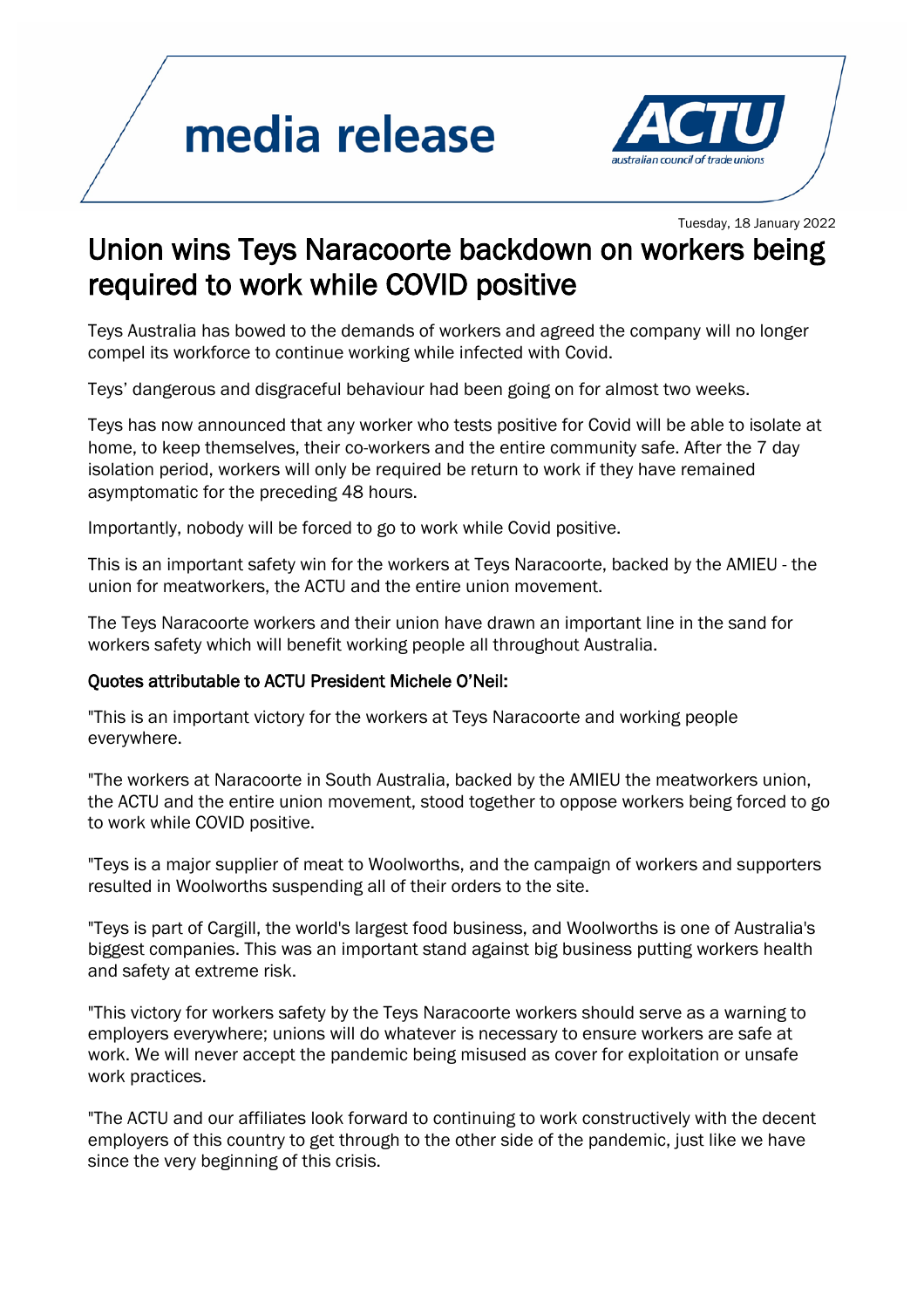media release

ACTU australian council of trade unions

Tuesday, 18 January 2022

# Union wins Teys Naracoorte backdown on workers being required to work while COVID positive

Teys Australia has bowed to the demands of workers and agreed the company will no longer compel its workforce to continue working while infected with Covid.

Teys' dangerous and disgraceful behaviour had been going on for almost two weeks.

Teys has now announced that any worker who tests positive for Covid will be able to isolate at home, to keep themselves, their co-workers and the entire community safe. After the 7 day isolation period, workers will only be required be return to work if they have remained asymptomatic for the preceding 48 hours.

Importantly, nobody will be forced to go to work while Covid positive.

This is an important safety win for the workers at Teys Naracoorte, backed by the AMIEU - the union for meatworkers, the ACTU and the entire union movement.

The Teys Naracoorte workers and their union have drawn an important line in the sand for workers safety which will benefit working people all throughout Australia.

**Quotes attributable to ACTU President Michele O'Neil:**

"This is an important victory for the workers at Teys Naracoorte and working people everywhere.

"The workers at Naracoorte in South Australia, backed by the AMIEU the meatworkers union, the ACTU and the entire union movement, stood together to oppose workers being forced to go to work while COVID positive.

"Teys is a major supplier of meat to Woolworths, and the campaign of workers and supporters resulted in Woolworths suspending all of their orders to the site.

"Teys is part of Cargill, the world's largest food business, and Woolworths is one of Australia's biggest companies. This was an important stand against big business putting workers health and safety at extreme risk.

"This victory for workers safety by the Teys Naracoorte workers should serve as a warning to employers everywhere; unions will do whatever is necessary to ensure workers are safe at work. We will never accept the pandemic being misused as cover for exploitation or unsafe work practices.

"The ACTU and our affiliates look forward to continuing to work constructively with the decent employers of this country to get through to the other side of the pandemic, just like we have since the very beginning of this crisis.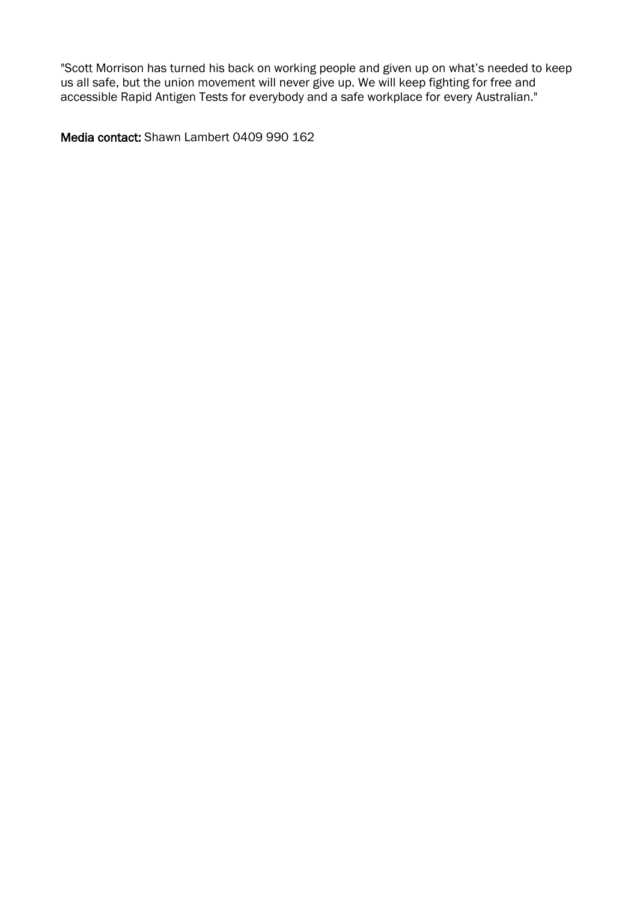"Scott Morrison has turned his back on working people and given up on what's needed to keep us all safe, but the union movement will never give up. We will keep fighting for free and accessible Rapid Antigen Tests for everybody and a safe workplace for every Australian."

**Media contact:** Shawn Lambert 0409 990 162